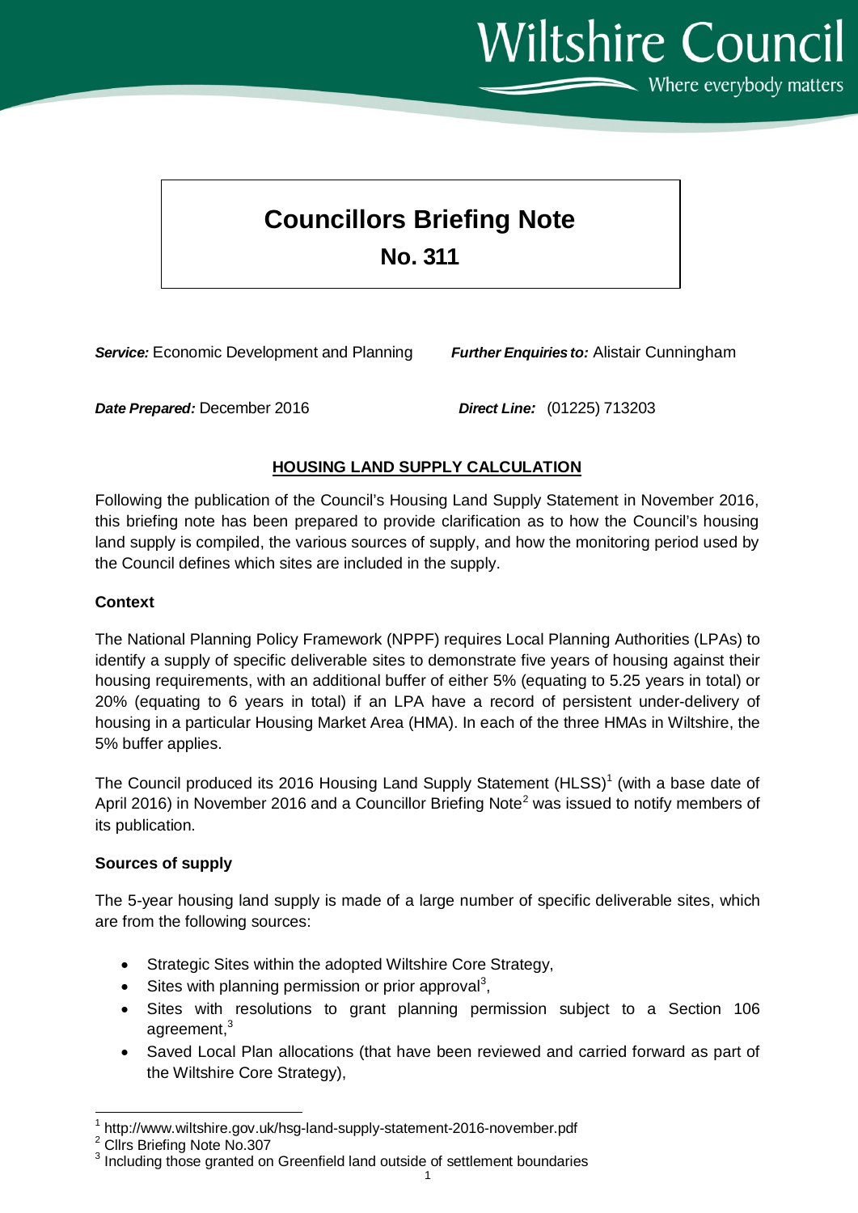# Councillors Briefing Note

## No. 311

***Service:*** Economic Development and Planning ***Further Enquiries to:*** Alistair Cunningham

***Date Prepared:*** December 2016 ***Direct Line:*** (01225) 713203

### HOUSING LAND SUPPLY CALCULATION

Following the publication of the Council's Housing Land Supply Statement in November 2016, this briefing note has been prepared to provide clarification as to how the Council's housing land supply is compiled, the various sources of supply, and how the monitoring period used by the Council defines which sites are included in the supply.

**Context**

The National Planning Policy Framework (NPPF) requires Local Planning Authorities (LPAs) to identify a supply of specific deliverable sites to demonstrate five years of housing against their housing requirements, with an additional buffer of either 5% (equating to 5.25 years in total) or 20% (equating to 6 years in total) if an LPA have a record of persistent under-delivery of housing in a particular Housing Market Area (HMA). In each of the three HMAs in Wiltshire, the 5% buffer applies.

The Council produced its 2016 Housing Land Supply Statement (HLSS)[1] (with a base date of April 2016) in November 2016 and a Councillor Briefing Note[2] was issued to notify members of its publication.

**Sources of supply**

The 5-year housing land supply is made of a large number of specific deliverable sites, which are from the following sources:

- Strategic Sites within the adopted Wiltshire Core Strategy,
- Sites with planning permission or prior approval[3],
- Sites with resolutions to grant planning permission subject to a Section 106 agreement,[3]
- Saved Local Plan allocations (that have been reviewed and carried forward as part of the Wiltshire Core Strategy),

[1] http://www.wiltshire.gov.uk/hsg-land-supply-statement-2016-november.pdf
[2] Cllrs Briefing Note No.307
[3] Including those granted on Greenfield land outside of settlement boundaries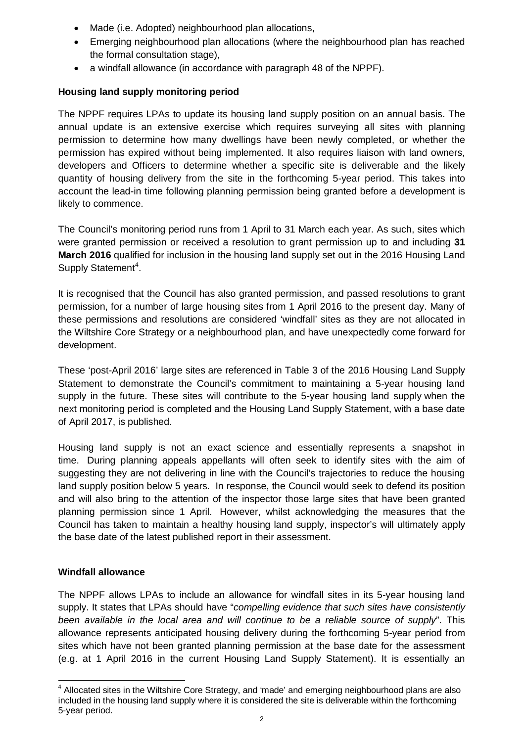- Made (i.e. Adopted) neighbourhood plan allocations,
- Emerging neighbourhood plan allocations (where the neighbourhood plan has reached the formal consultation stage),
- a windfall allowance (in accordance with paragraph 48 of the NPPF).

**Housing land supply monitoring period**

The NPPF requires LPAs to update its housing land supply position on an annual basis. The annual update is an extensive exercise which requires surveying all sites with planning permission to determine how many dwellings have been newly completed, or whether the permission has expired without being implemented. It also requires liaison with land owners, developers and Officers to determine whether a specific site is deliverable and the likely quantity of housing delivery from the site in the forthcoming 5-year period. This takes into account the lead-in time following planning permission being granted before a development is likely to commence.

The Council's monitoring period runs from 1 April to 31 March each year. As such, sites which were granted permission or received a resolution to grant permission up to and including **31 March 2016** qualified for inclusion in the housing land supply set out in the 2016 Housing Land Supply Statement[4].

It is recognised that the Council has also granted permission, and passed resolutions to grant permission, for a number of large housing sites from 1 April 2016 to the present day. Many of these permissions and resolutions are considered 'windfall' sites as they are not allocated in the Wiltshire Core Strategy or a neighbourhood plan, and have unexpectedly come forward for development.

These 'post-April 2016' large sites are referenced in Table 3 of the 2016 Housing Land Supply Statement to demonstrate the Council's commitment to maintaining a 5-year housing land supply in the future. These sites will contribute to the 5-year housing land supply when the next monitoring period is completed and the Housing Land Supply Statement, with a base date of April 2017, is published.

Housing land supply is not an exact science and essentially represents a snapshot in time. During planning appeals appellants will often seek to identify sites with the aim of suggesting they are not delivering in line with the Council's trajectories to reduce the housing land supply position below 5 years. In response, the Council would seek to defend its position and will also bring to the attention of the inspector those large sites that have been granted planning permission since 1 April. However, whilst acknowledging the measures that the Council has taken to maintain a healthy housing land supply, inspector's will ultimately apply the base date of the latest published report in their assessment.

**Windfall allowance**

The NPPF allows LPAs to include an allowance for windfall sites in its 5-year housing land supply. It states that LPAs should have "*compelling evidence that such sites have consistently been available in the local area and will continue to be a reliable source of supply*". This allowance represents anticipated housing delivery during the forthcoming 5-year period from sites which have not been granted planning permission at the base date for the assessment (e.g. at 1 April 2016 in the current Housing Land Supply Statement). It is essentially an

[4] Allocated sites in the Wiltshire Core Strategy, and 'made' and emerging neighbourhood plans are also included in the housing land supply where it is considered the site is deliverable within the forthcoming 5-year period.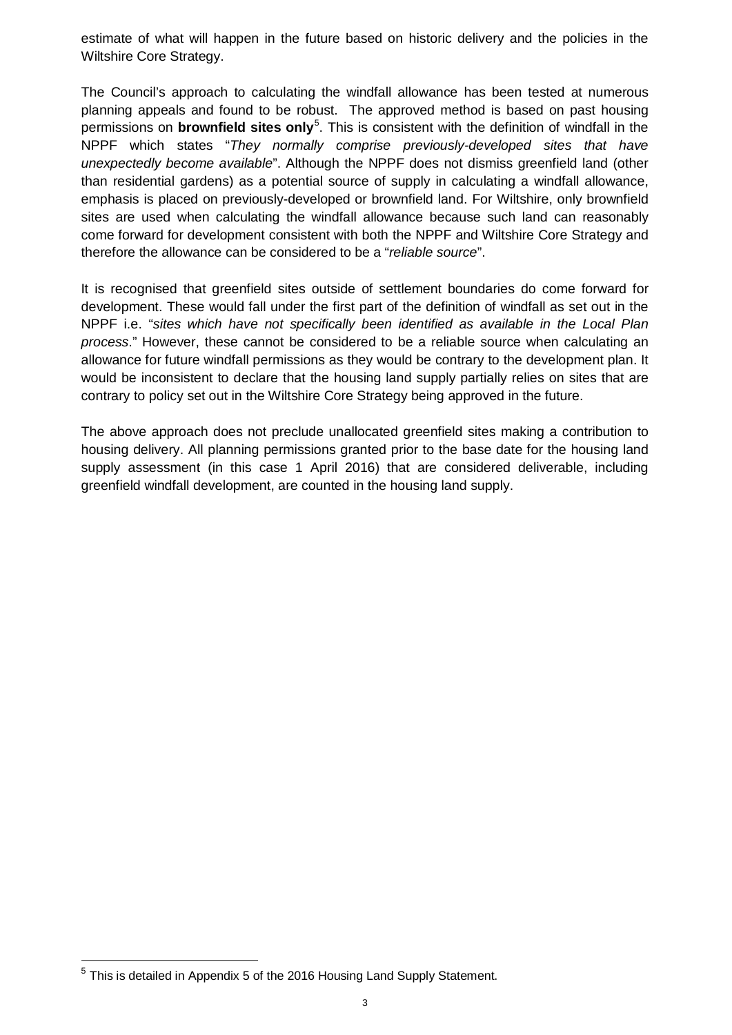estimate of what will happen in the future based on historic delivery and the policies in the Wiltshire Core Strategy.

The Council's approach to calculating the windfall allowance has been tested at numerous planning appeals and found to be robust. The approved method is based on past housing permissions on **brownfield sites only**[5]. This is consistent with the definition of windfall in the NPPF which states "*They normally comprise previously-developed sites that have unexpectedly become available*". Although the NPPF does not dismiss greenfield land (other than residential gardens) as a potential source of supply in calculating a windfall allowance, emphasis is placed on previously-developed or brownfield land. For Wiltshire, only brownfield sites are used when calculating the windfall allowance because such land can reasonably come forward for development consistent with both the NPPF and Wiltshire Core Strategy and therefore the allowance can be considered to be a "*reliable source*".

It is recognised that greenfield sites outside of settlement boundaries do come forward for development. These would fall under the first part of the definition of windfall as set out in the NPPF i.e. "*sites which have not specifically been identified as available in the Local Plan process*." However, these cannot be considered to be a reliable source when calculating an allowance for future windfall permissions as they would be contrary to the development plan. It would be inconsistent to declare that the housing land supply partially relies on sites that are contrary to policy set out in the Wiltshire Core Strategy being approved in the future.

The above approach does not preclude unallocated greenfield sites making a contribution to housing delivery. All planning permissions granted prior to the base date for the housing land supply assessment (in this case 1 April 2016) that are considered deliverable, including greenfield windfall development, are counted in the housing land supply.

[5] This is detailed in Appendix 5 of the 2016 Housing Land Supply Statement.